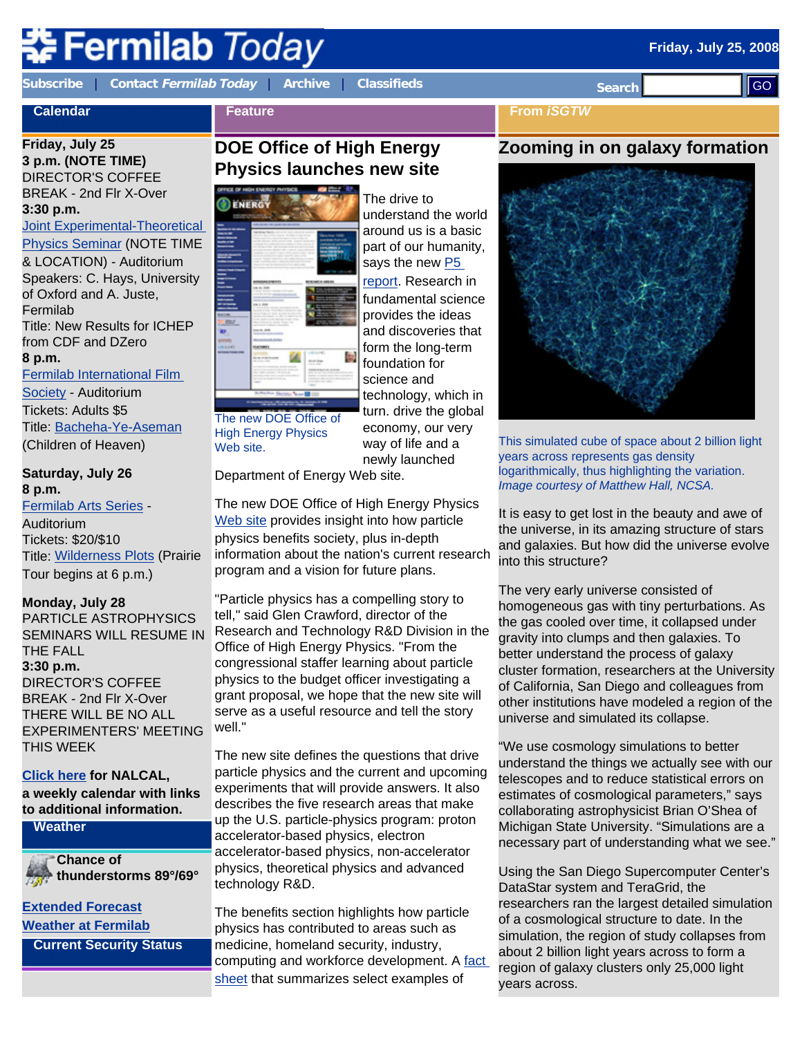# Fermilab Today

Friday, July 25, 2008

Subscribe | Contact *Fermilab Today* | Archive | Classifieds

Search GO

## Calendar

**Friday, July 25**
**3 p.m. (NOTE TIME)**
DIRECTOR'S COFFEE BREAK - 2nd Flr X-Over
**3:30 p.m.**
Joint Experimental-Theoretical Physics Seminar (NOTE TIME & LOCATION) - Auditorium
Speakers: C. Hays, University of Oxford and A. Juste, Fermilab
Title: New Results for ICHEP from CDF and DZero
**8 p.m.**
Fermilab International Film Society - Auditorium
Tickets: Adults $5
Title: Bacheha-Ye-Aseman (Children of Heaven)

**Saturday, July 26**
**8 p.m.**
Fermilab Arts Series - Auditorium
Tickets: $20/$10
Title: Wilderness Plots (Prairie Tour begins at 6 p.m.)

**Monday, July 28**
PARTICLE ASTROPHYSICS SEMINARS WILL RESUME IN THE FALL
**3:30 p.m.**
DIRECTOR'S COFFEE BREAK - 2nd Flr X-Over
THERE WILL BE NO ALL EXPERIMENTERS' MEETING THIS WEEK

**Click here for NALCAL, a weekly calendar with links to additional information.**

## Weather

**Chance of thunderstorms 89°/69°**

**Extended Forecast**
**Weather at Fermilab**

## Current Security Status

## Feature

### DOE Office of High Energy Physics launches new site

The new DOE Office of High Energy Physics Web site.

The drive to understand the world around us is a basic part of our humanity, says the new P5 report. Research in fundamental science provides the ideas and discoveries that form the long-term foundation for science and technology, which in turn. drive the global economy, our very way of life and a newly launched Department of Energy Web site.

The new DOE Office of High Energy Physics Web site provides insight into how particle physics benefits society, plus in-depth information about the nation's current research program and a vision for future plans.

"Particle physics has a compelling story to tell," said Glen Crawford, director of the Research and Technology R&D Division in the Office of High Energy Physics. "From the congressional staffer learning about particle physics to the budget officer investigating a grant proposal, we hope that the new site will serve as a useful resource and tell the story well."

The new site defines the questions that drive particle physics and the current and upcoming experiments that will provide answers. It also describes the five research areas that make up the U.S. particle-physics program: proton accelerator-based physics, electron accelerator-based physics, non-accelerator physics, theoretical physics and advanced technology R&D.

The benefits section highlights how particle physics has contributed to areas such as medicine, homeland security, industry, computing and workforce development. A fact sheet that summarizes select examples of

## From *iSGTW*

### Zooming in on galaxy formation

This simulated cube of space about 2 billion light years across represents gas density logarithmically, thus highlighting the variation. *Image courtesy of Matthew Hall, NCSA.*

It is easy to get lost in the beauty and awe of the universe, in its amazing structure of stars and galaxies. But how did the universe evolve into this structure?

The very early universe consisted of homogeneous gas with tiny perturbations. As the gas cooled over time, it collapsed under gravity into clumps and then galaxies. To better understand the process of galaxy cluster formation, researchers at the University of California, San Diego and colleagues from other institutions have modeled a region of the universe and simulated its collapse.

"We use cosmology simulations to better understand the things we actually see with our telescopes and to reduce statistical errors on estimates of cosmological parameters," says collaborating astrophysicist Brian O'Shea of Michigan State University. "Simulations are a necessary part of understanding what we see."

Using the San Diego Supercomputer Center's DataStar system and TeraGrid, the researchers ran the largest detailed simulation of a cosmological structure to date. In the simulation, the region of study collapses from about 2 billion light years across to form a region of galaxy clusters only 25,000 light years across.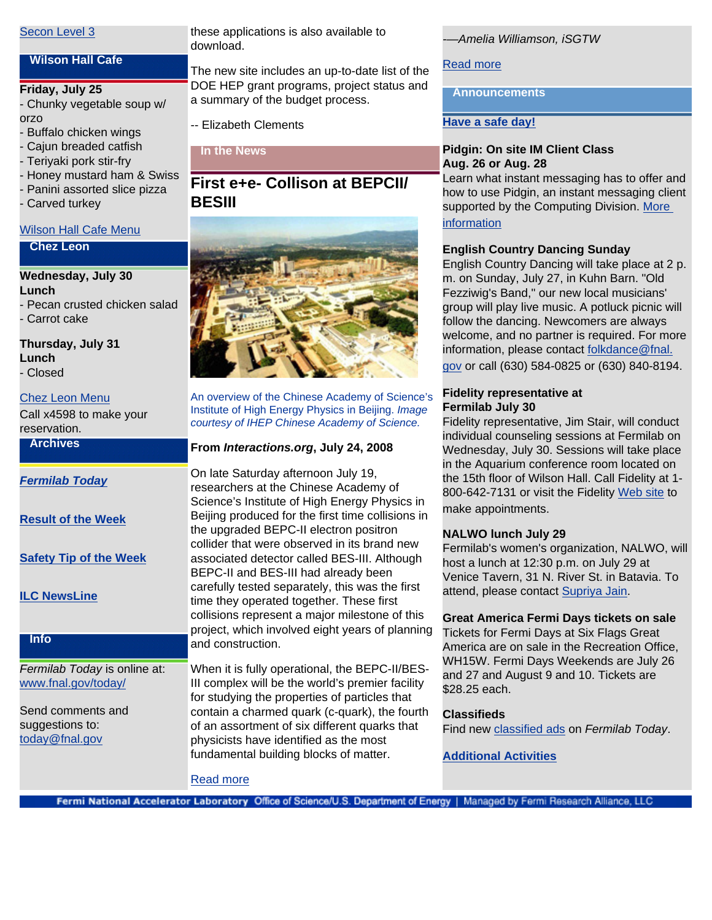[Secon Level 3](#)

## Wilson Hall Cafe

**Friday, July 25**
- Chunky vegetable soup w/ orzo
- Buffalo chicken wings
- Cajun breaded catfish
- Teriyaki pork stir-fry
- Honey mustard ham & Swiss
- Panini assorted slice pizza
- Carved turkey

[Wilson Hall Cafe Menu](#)

## Chez Leon

**Wednesday, July 30**
**Lunch**
- Pecan crusted chicken salad
- Carrot cake

**Thursday, July 31**
**Lunch**
- Closed

[Chez Leon Menu](#)

Call x4598 to make your reservation.

## Archives

[***Fermilab Today***](#)

[**Result of the Week**](#)

[**Safety Tip of the Week**](#)

[**ILC NewsLine**](#)

## Info

*Fermilab Today* is online at:
www.fnal.gov/today/

Send comments and suggestions to:
today@fnal.gov

these applications is also available to download.

The new site includes an up-to-date list of the DOE HEP grant programs, project status and a summary of the budget process.

-- Elizabeth Clements

## In the News

### First e+e- Collison at BEPCII/ BESIII

An overview of the Chinese Academy of Science's Institute of High Energy Physics in Beijing. *Image courtesy of IHEP Chinese Academy of Science.*

**From *Interactions.org*, July 24, 2008**

On late Saturday afternoon July 19, researchers at the Chinese Academy of Science's Institute of High Energy Physics in Beijing produced for the first time collisions in the upgraded BEPC-II electron positron collider that were observed in its brand new associated detector called BES-III. Although BEPC-II and BES-III had already been carefully tested separately, this was the first time they operated together. These first collisions represent a major milestone of this project, which involved eight years of planning and construction.

When it is fully operational, the BEPC-II/BES-III complex will be the world's premier facility for studying the properties of particles that contain a charmed quark (c-quark), the fourth of an assortment of six different quarks that physicists have identified as the most fundamental building blocks of matter.

[Read more](#)

*-—Amelia Williamson, iSGTW*

[Read more](#)

## Announcements

[**Have a safe day!**](#)

**Pidgin: On site IM Client Class**
**Aug. 26 or Aug. 28**
Learn what instant messaging has to offer and how to use Pidgin, an instant messaging client supported by the Computing Division. [More information](#)

**English Country Dancing Sunday**
English Country Dancing will take place at 2 p.m. on Sunday, July 27, in Kuhn Barn. "Old Fezziwig's Band," our new local musicians' group will play live music. A potluck picnic will follow the dancing. Newcomers are always welcome, and no partner is required. For more information, please contact folkdance@fnal.gov or call (630) 584-0825 or (630) 840-8194.

**Fidelity representative at Fermilab July 30**
Fidelity representative, Jim Stair, will conduct individual counseling sessions at Fermilab on Wednesday, July 30. Sessions will take place in the Aquarium conference room located on the 15th floor of Wilson Hall. Call Fidelity at 1-800-642-7131 or visit the Fidelity [Web site](#) to make appointments.

**NALWO lunch July 29**
Fermilab's women's organization, NALWO, will host a lunch at 12:30 p.m. on July 29 at Venice Tavern, 31 N. River St. in Batavia. To attend, please contact [Supriya Jain](#).

**Great America Fermi Days tickets on sale**
Tickets for Fermi Days at Six Flags Great America are on sale in the Recreation Office, WH15W. Fermi Days Weekends are July 26 and 27 and August 9 and 10. Tickets are $28.25 each.

**Classifieds**
Find new [classified ads](#) on *Fermilab Today*.

[**Additional Activities**](#)

Fermi National Accelerator Laboratory Office of Science/U.S. Department of Energy | Managed by Fermi Research Alliance, LLC